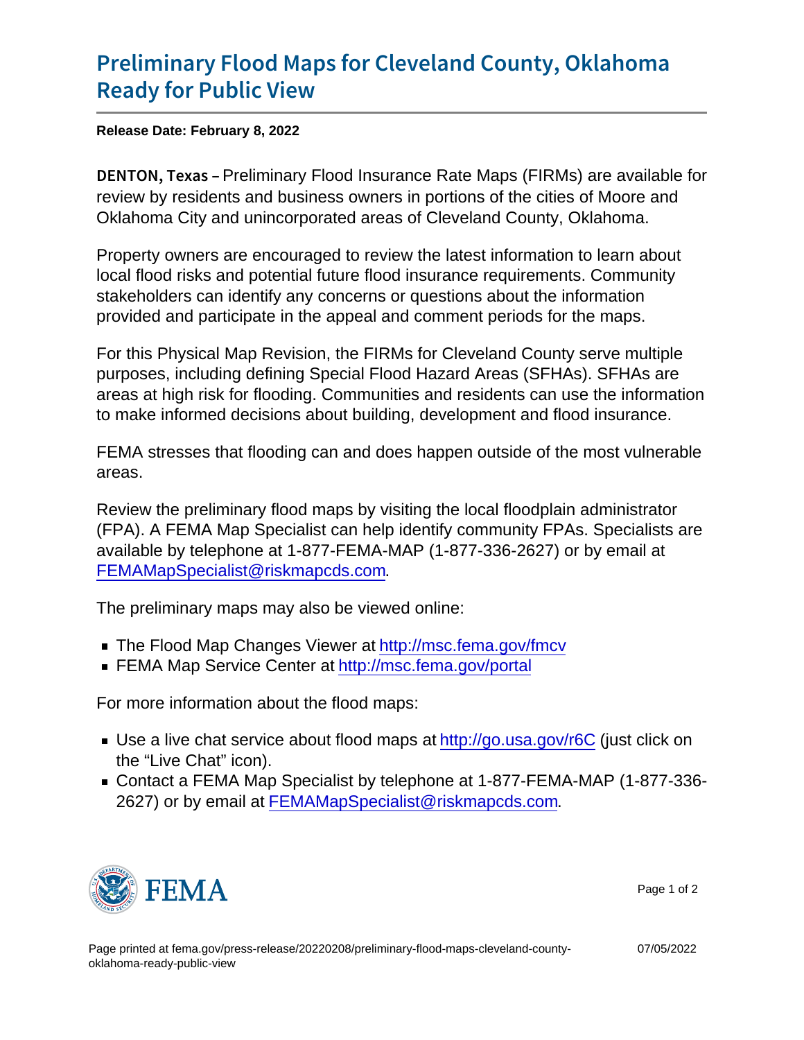# Preliminary Flood Maps for Cleveland County, Oklahoma Ready for Public View

**Release Date: February 8, 2022**

**DENTON, Texas** – Preliminary Flood Insurance Rate Maps (FIRMs) are available for review by residents and business owners in portions of the cities of Moore and Oklahoma City and unincorporated areas of Cleveland County, Oklahoma.

Property owners are encouraged to review the latest information to learn about local flood risks and potential future flood insurance requirements. Community stakeholders can identify any concerns or questions about the information provided and participate in the appeal and comment periods for the maps.

For this Physical Map Revision, the FIRMs for Cleveland County serve multiple purposes, including defining Special Flood Hazard Areas (SFHAs). SFHAs are areas at high risk for flooding. Communities and residents can use the information to make informed decisions about building, development and flood insurance.

FEMA stresses that flooding can and does happen outside of the most vulnerable areas.

Review the preliminary flood maps by visiting the local floodplain administrator (FPA). A FEMA Map Specialist can help identify community FPAs. Specialists are available by telephone at 1-877-FEMA-MAP (1-877-336-2627) or by email at FEMAMapSpecialist@riskmapcds.com.

The preliminary maps may also be viewed online:

- The Flood Map Changes Viewer at http://msc.fema.gov/fmcv
- FEMA Map Service Center at http://msc.fema.gov/portal

For more information about the flood maps:

- Use a live chat service about flood maps at http://go.usa.gov/r6C (just click on the "Live Chat" icon).
- Contact a FEMA Map Specialist by telephone at 1-877-FEMA-MAP (1-877-336-2627) or by email at FEMAMapSpecialist@riskmapcds.com.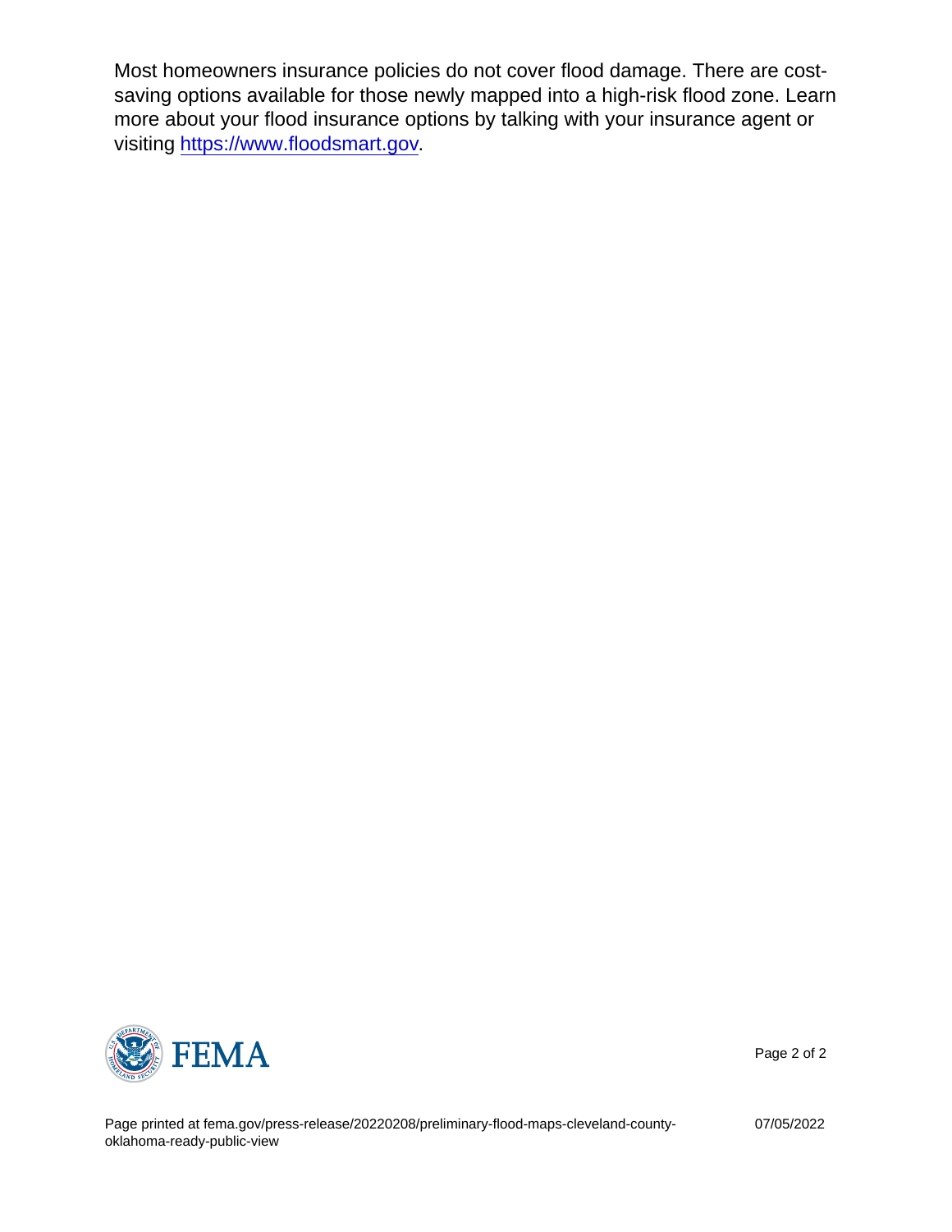Most homeowners insurance policies do not cover flood damage. There are cost-saving options available for those newly mapped into a high-risk flood zone. Learn more about your flood insurance options by talking with your insurance agent or visiting https://www.floodsmart.gov.